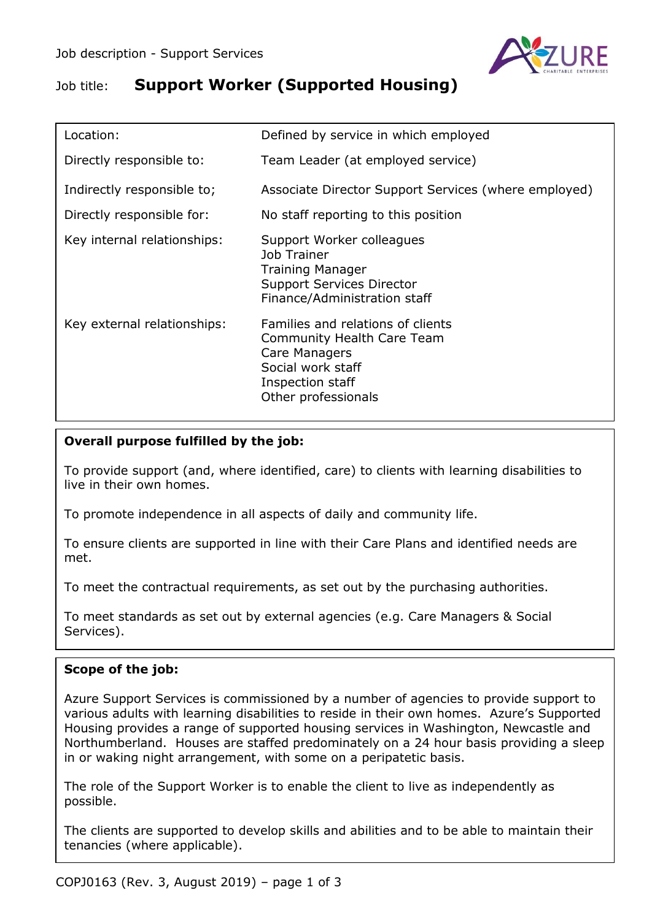Job description - Support Services

# Job title: **Support Worker (Supported Housing)**

| | |
|---|---|
| Location: | Defined by service in which employed |
| Directly responsible to: | Team Leader (at employed service) |
| Indirectly responsible to; | Associate Director Support Services (where employed) |
| Directly responsible for: | No staff reporting to this position |
| Key internal relationships: | Support Worker colleagues<br>Job Trainer<br>Training Manager<br>Support Services Director<br>Finance/Administration staff |
| Key external relationships: | Families and relations of clients<br>Community Health Care Team<br>Care Managers<br>Social work staff<br>Inspection staff<br>Other professionals |

## Overall purpose fulfilled by the job:

To provide support (and, where identified, care) to clients with learning disabilities to live in their own homes.

To promote independence in all aspects of daily and community life.

To ensure clients are supported in line with their Care Plans and identified needs are met.

To meet the contractual requirements, as set out by the purchasing authorities.

To meet standards as set out by external agencies (e.g. Care Managers & Social Services).

## Scope of the job:

Azure Support Services is commissioned by a number of agencies to provide support to various adults with learning disabilities to reside in their own homes. Azure's Supported Housing provides a range of supported housing services in Washington, Newcastle and Northumberland. Houses are staffed predominately on a 24 hour basis providing a sleep in or waking night arrangement, with some on a peripatetic basis.

The role of the Support Worker is to enable the client to live as independently as possible.

The clients are supported to develop skills and abilities and to be able to maintain their tenancies (where applicable).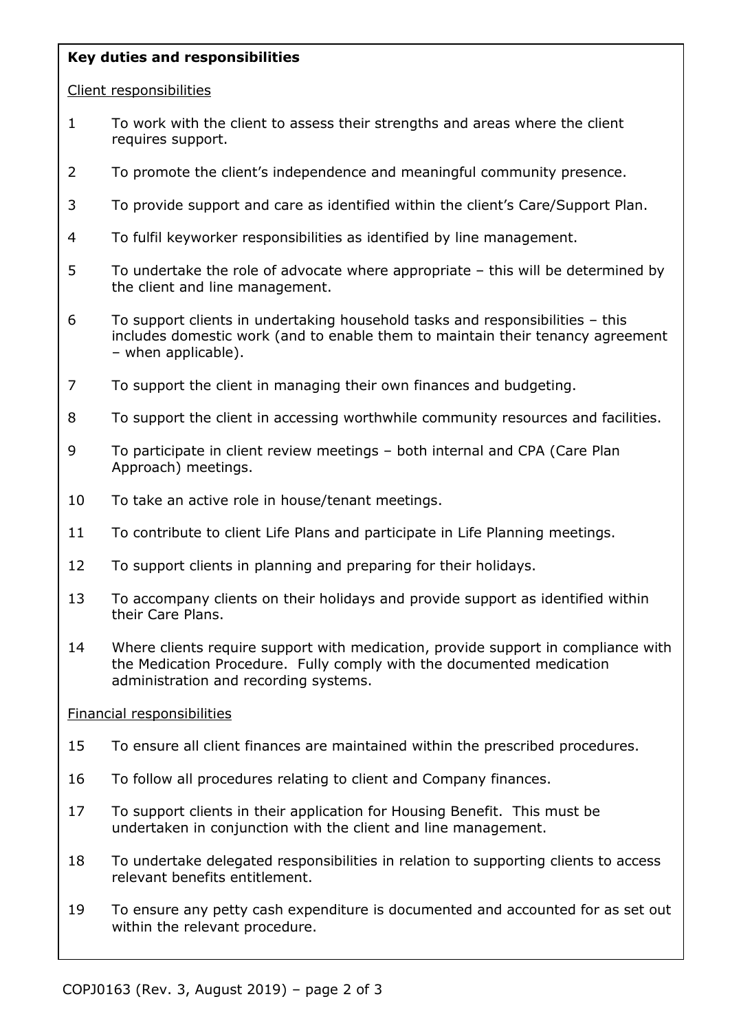**Key duties and responsibilities**

Client responsibilities

1. To work with the client to assess their strengths and areas where the client requires support.
2. To promote the client's independence and meaningful community presence.
3. To provide support and care as identified within the client's Care/Support Plan.
4. To fulfil keyworker responsibilities as identified by line management.
5. To undertake the role of advocate where appropriate – this will be determined by the client and line management.
6. To support clients in undertaking household tasks and responsibilities – this includes domestic work (and to enable them to maintain their tenancy agreement – when applicable).
7. To support the client in managing their own finances and budgeting.
8. To support the client in accessing worthwhile community resources and facilities.
9. To participate in client review meetings – both internal and CPA (Care Plan Approach) meetings.
10. To take an active role in house/tenant meetings.
11. To contribute to client Life Plans and participate in Life Planning meetings.
12. To support clients in planning and preparing for their holidays.
13. To accompany clients on their holidays and provide support as identified within their Care Plans.
14. Where clients require support with medication, provide support in compliance with the Medication Procedure. Fully comply with the documented medication administration and recording systems.

Financial responsibilities

15. To ensure all client finances are maintained within the prescribed procedures.
16. To follow all procedures relating to client and Company finances.
17. To support clients in their application for Housing Benefit. This must be undertaken in conjunction with the client and line management.
18. To undertake delegated responsibilities in relation to supporting clients to access relevant benefits entitlement.
19. To ensure any petty cash expenditure is documented and accounted for as set out within the relevant procedure.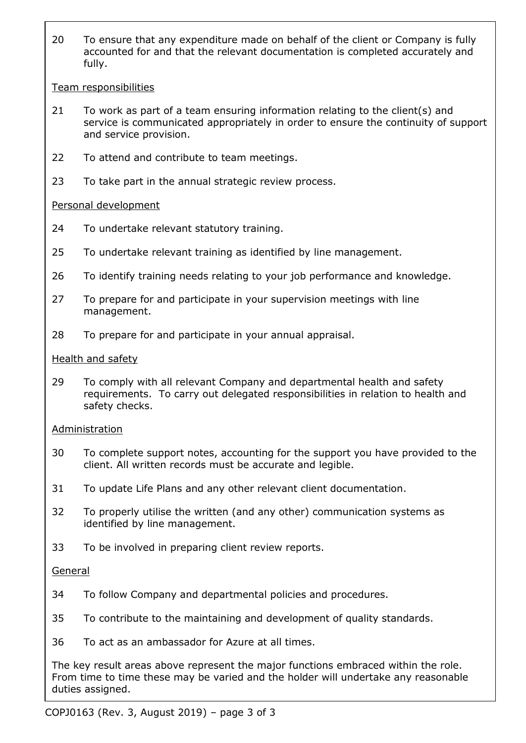20 To ensure that any expenditure made on behalf of the client or Company is fully accounted for and that the relevant documentation is completed accurately and fully.

Team responsibilities

21 To work as part of a team ensuring information relating to the client(s) and service is communicated appropriately in order to ensure the continuity of support and service provision.

22 To attend and contribute to team meetings.

23 To take part in the annual strategic review process.

Personal development

24 To undertake relevant statutory training.

25 To undertake relevant training as identified by line management.

26 To identify training needs relating to your job performance and knowledge.

27 To prepare for and participate in your supervision meetings with line management.

28 To prepare for and participate in your annual appraisal.

Health and safety

29 To comply with all relevant Company and departmental health and safety requirements. To carry out delegated responsibilities in relation to health and safety checks.

Administration

30 To complete support notes, accounting for the support you have provided to the client. All written records must be accurate and legible.

31 To update Life Plans and any other relevant client documentation.

32 To properly utilise the written (and any other) communication systems as identified by line management.

33 To be involved in preparing client review reports.

General

34 To follow Company and departmental policies and procedures.

35 To contribute to the maintaining and development of quality standards.

36 To act as an ambassador for Azure at all times.

The key result areas above represent the major functions embraced within the role. From time to time these may be varied and the holder will undertake any reasonable duties assigned.

COPJ0163 (Rev. 3, August 2019)